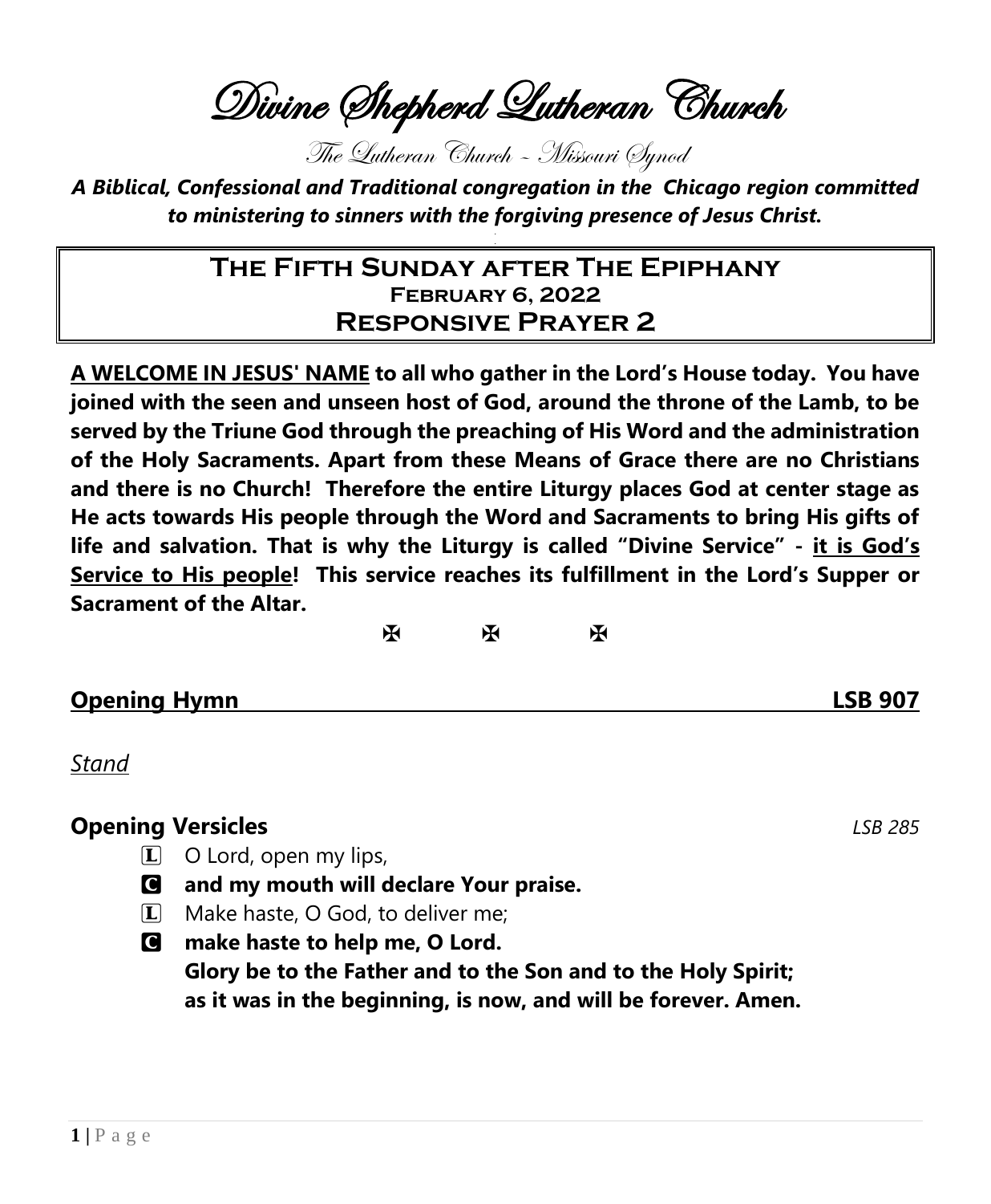# Divine Shepherd Lutheran Church

The Lutheran Church – Missouri Synod

***A Biblical, Confessional and Traditional congregation in the Chicago region committed to ministering to sinners with the forgiving presence of Jesus Christ.***

## The Fifth Sunday after The Epiphany
### February 6, 2022
## Responsive Prayer 2

**<u>A WELCOME IN JESUS' NAME</u> to all who gather in the Lord's House today. You have joined with the seen and unseen host of God, around the throne of the Lamb, to be served by the Triune God through the preaching of His Word and the administration of the Holy Sacraments. Apart from these Means of Grace there are no Christians and there is no Church! Therefore the entire Liturgy places God at center stage as He acts towards His people through the Word and Sacraments to bring His gifts of life and salvation. That is why the Liturgy is called "Divine Service" - <u>it is God's Service to His people</u>! This service reaches its fulfillment in the Lord's Supper or Sacrament of the Altar.**

✠ ✠ ✠

**<u>Opening Hymn LSB 907</u>**

*<u>Stand</u>*

**Opening Versicles** *LSB 285*

L O Lord, open my lips,

C **and my mouth will declare Your praise.**

L Make haste, O God, to deliver me;

C **make haste to help me, O Lord.**
**Glory be to the Father and to the Son and to the Holy Spirit;**
**as it was in the beginning, is now, and will be forever. Amen.**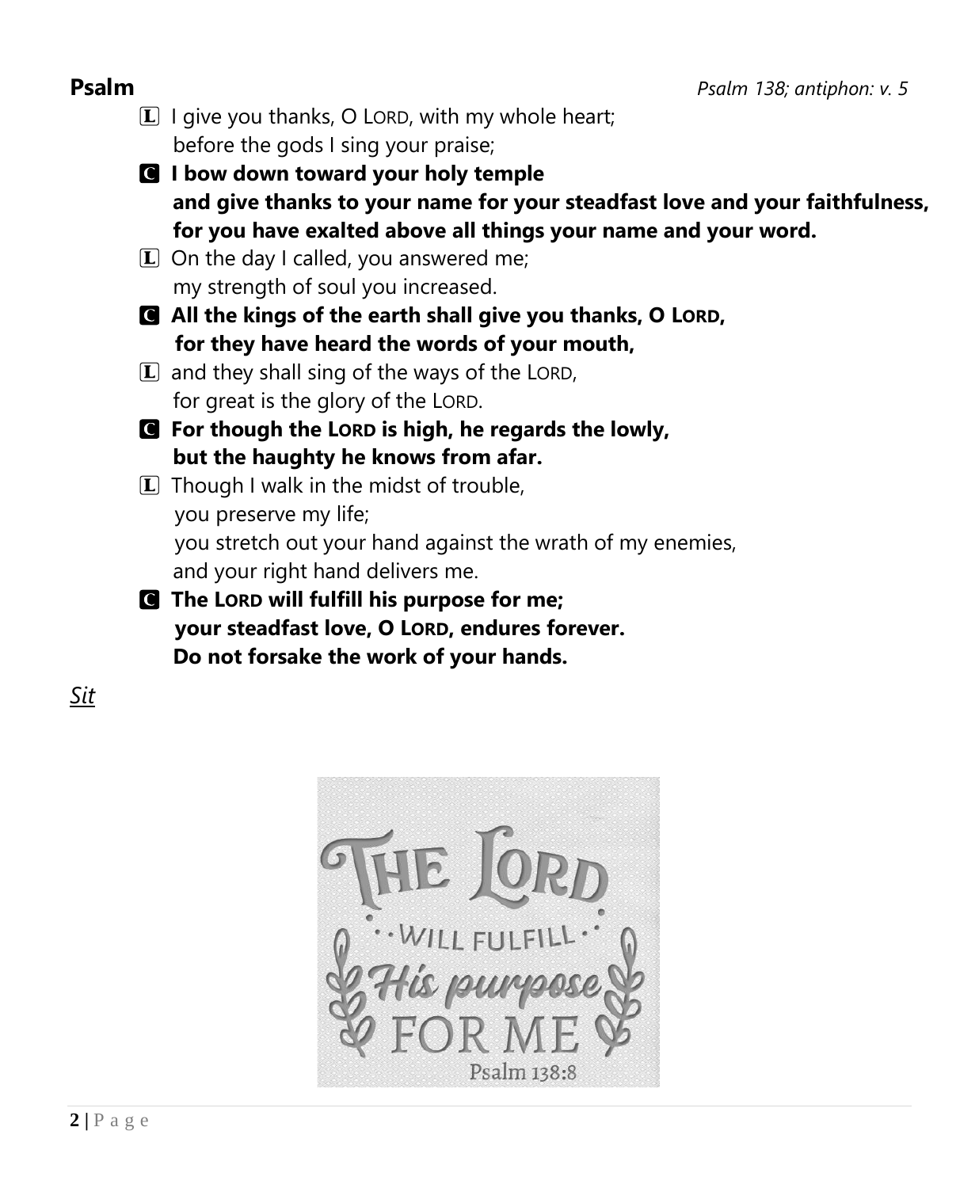**Psalm** *Psalm 138; antiphon: v. 5*

L I give you thanks, O LORD, with my whole heart;
before the gods I sing your praise;

**C I bow down toward your holy temple**
**and give thanks to your name for your steadfast love and your faithfulness,**
**for you have exalted above all things your name and your word.**

L On the day I called, you answered me;
my strength of soul you increased.

**C All the kings of the earth shall give you thanks, O LORD,**
**for they have heard the words of your mouth,**

L and they shall sing of the ways of the LORD,
for great is the glory of the LORD.

**C For though the LORD is high, he regards the lowly,**
**but the haughty he knows from afar.**

L Though I walk in the midst of trouble,
you preserve my life;
you stretch out your hand against the wrath of my enemies,
and your right hand delivers me.

**C The LORD will fulfill his purpose for me;**
**your steadfast love, O LORD, endures forever.**
**Do not forsake the work of your hands.**

*Sit*

THE LORD WILL FULFILL *His purpose* FOR ME
Psalm 138:8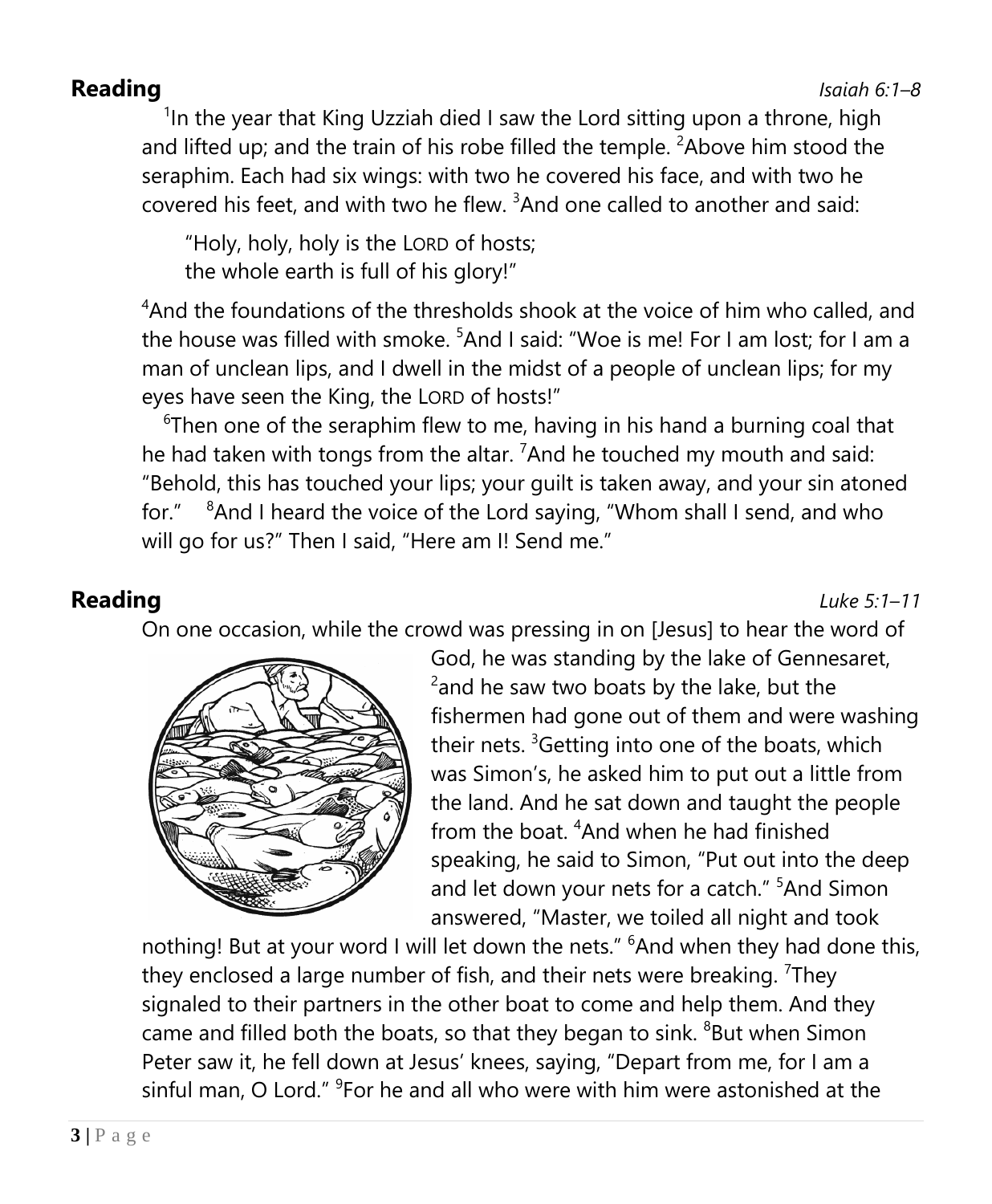**Reading** *Isaiah 6:1–8*

[1]In the year that King Uzziah died I saw the Lord sitting upon a throne, high and lifted up; and the train of his robe filled the temple. [2]Above him stood the seraphim. Each had six wings: with two he covered his face, and with two he covered his feet, and with two he flew. [3]And one called to another and said:

"Holy, holy, holy is the LORD of hosts;
the whole earth is full of his glory!"

[4]And the foundations of the thresholds shook at the voice of him who called, and the house was filled with smoke. [5]And I said: "Woe is me! For I am lost; for I am a man of unclean lips, and I dwell in the midst of a people of unclean lips; for my eyes have seen the King, the LORD of hosts!"

[6]Then one of the seraphim flew to me, having in his hand a burning coal that he had taken with tongs from the altar. [7]And he touched my mouth and said: "Behold, this has touched your lips; your guilt is taken away, and your sin atoned for." [8]And I heard the voice of the Lord saying, "Whom shall I send, and who will go for us?" Then I said, "Here am I! Send me."

**Reading** *Luke 5:1–11*

On one occasion, while the crowd was pressing in on [Jesus] to hear the word of God, he was standing by the lake of Gennesaret, [2]and he saw two boats by the lake, but the fishermen had gone out of them and were washing their nets. [3]Getting into one of the boats, which was Simon's, he asked him to put out a little from the land. And he sat down and taught the people from the boat. [4]And when he had finished speaking, he said to Simon, "Put out into the deep and let down your nets for a catch." [5]And Simon answered, "Master, we toiled all night and took nothing! But at your word I will let down the nets." [6]And when they had done this, they enclosed a large number of fish, and their nets were breaking. [7]They signaled to their partners in the other boat to come and help them. And they came and filled both the boats, so that they began to sink. [8]But when Simon Peter saw it, he fell down at Jesus' knees, saying, "Depart from me, for I am a sinful man, O Lord." [9]For he and all who were with him were astonished at the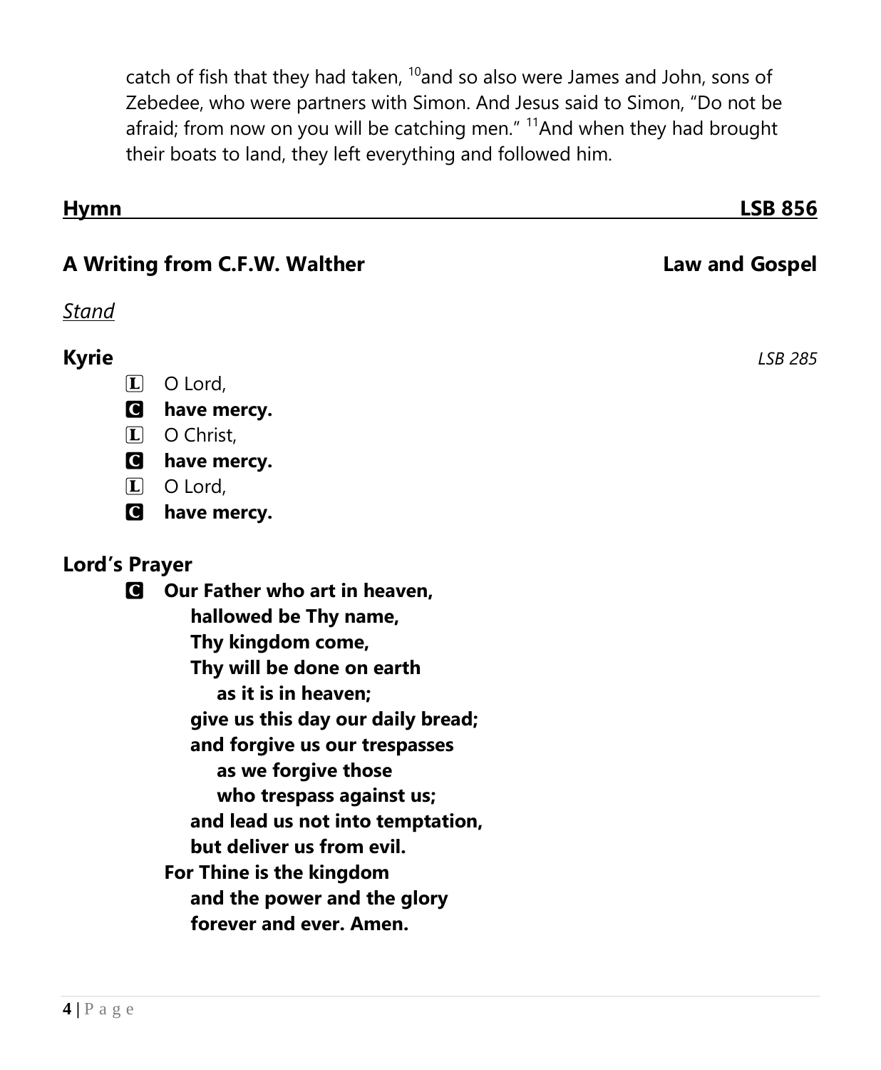catch of fish that they had taken, [10]and so also were James and John, sons of Zebedee, who were partners with Simon. And Jesus said to Simon, "Do not be afraid; from now on you will be catching men." [11]And when they had brought their boats to land, they left everything and followed him.

## Hymn — LSB 856

## A Writing from C.F.W. Walther — Law and Gospel

*Stand*

## Kyrie — *LSB 285*

L O Lord,

C **have mercy.**

L O Christ,

C **have mercy.**

L O Lord,

C **have mercy.**

## Lord's Prayer

C **Our Father who art in heaven,**
**hallowed be Thy name,**
**Thy kingdom come,**
**Thy will be done on earth**
**as it is in heaven;**
**give us this day our daily bread;**
**and forgive us our trespasses**
**as we forgive those**
**who trespass against us;**
**and lead us not into temptation,**
**but deliver us from evil.**
**For Thine is the kingdom**
**and the power and the glory**
**forever and ever. Amen.**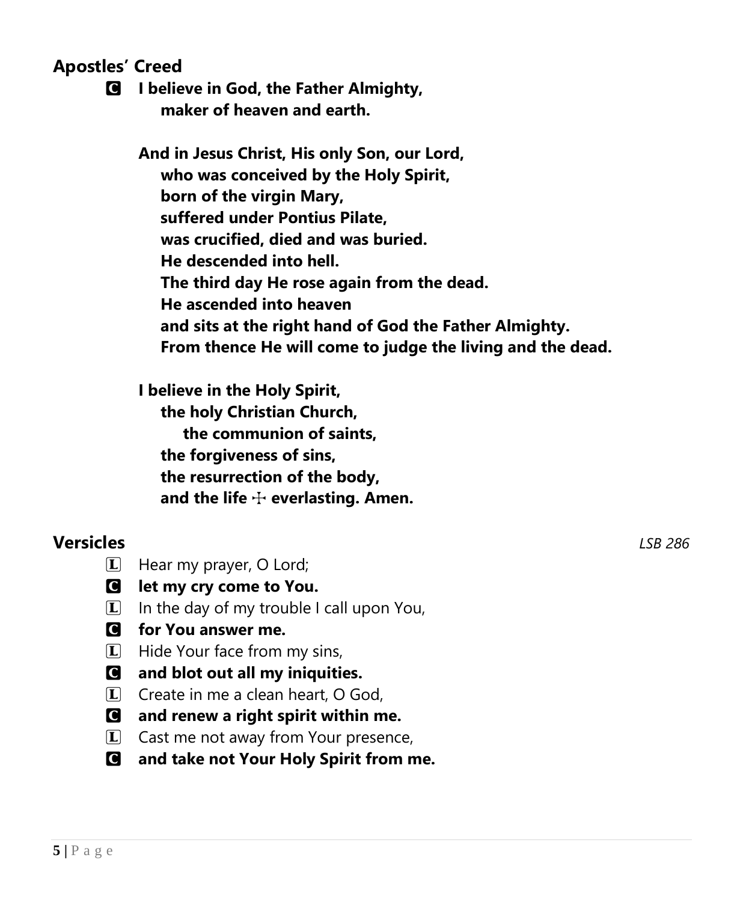## Apostles' Creed

**C** **I believe in God, the Father Almighty,**
**maker of heaven and earth.**

**And in Jesus Christ, His only Son, our Lord,**
**who was conceived by the Holy Spirit,**
**born of the virgin Mary,**
**suffered under Pontius Pilate,**
**was crucified, died and was buried.**
**He descended into hell.**
**The third day He rose again from the dead.**
**He ascended into heaven**
**and sits at the right hand of God the Father Almighty.**
**From thence He will come to judge the living and the dead.**

**I believe in the Holy Spirit,**
**the holy Christian Church,**
**the communion of saints,**
**the forgiveness of sins,**
**the resurrection of the body,**
**and the life ☩ everlasting. Amen.**

## Versicles *LSB 286*

L Hear my prayer, O Lord;

**C** **let my cry come to You.**

L In the day of my trouble I call upon You,

**C** **for You answer me.**

L Hide Your face from my sins,

**C** **and blot out all my iniquities.**

L Create in me a clean heart, O God,

**C** **and renew a right spirit within me.**

L Cast me not away from Your presence,

**C** **and take not Your Holy Spirit from me.**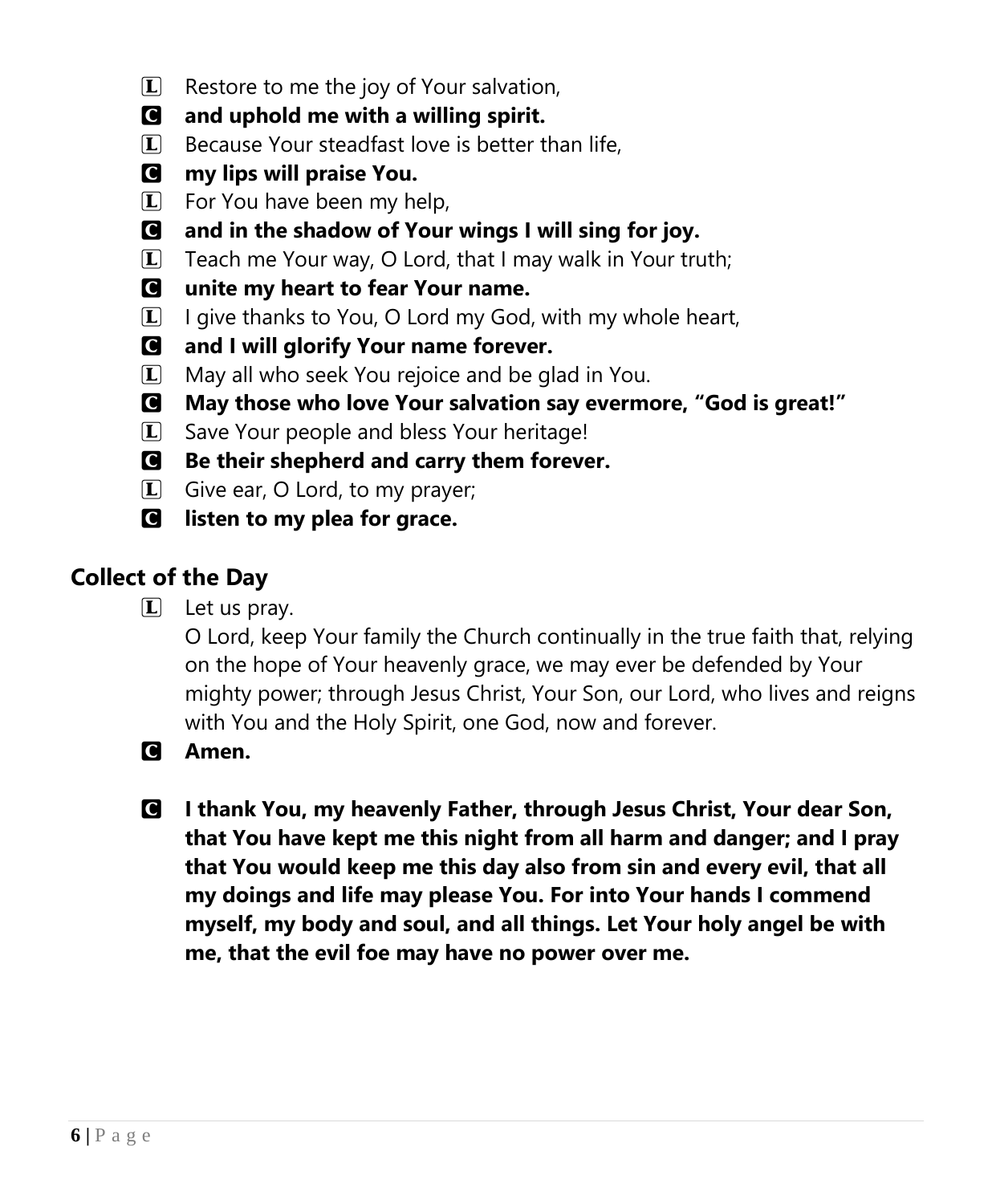L Restore to me the joy of Your salvation,

C **and uphold me with a willing spirit.**

L Because Your steadfast love is better than life,

C **my lips will praise You.**

L For You have been my help,

C **and in the shadow of Your wings I will sing for joy.**

L Teach me Your way, O Lord, that I may walk in Your truth;

C **unite my heart to fear Your name.**

L I give thanks to You, O Lord my God, with my whole heart,

C **and I will glorify Your name forever.**

L May all who seek You rejoice and be glad in You.

C **May those who love Your salvation say evermore, "God is great!"**

L Save Your people and bless Your heritage!

C **Be their shepherd and carry them forever.**

L Give ear, O Lord, to my prayer;

C **listen to my plea for grace.**

## Collect of the Day

L Let us pray.
O Lord, keep Your family the Church continually in the true faith that, relying on the hope of Your heavenly grace, we may ever be defended by Your mighty power; through Jesus Christ, Your Son, our Lord, who lives and reigns with You and the Holy Spirit, one God, now and forever.

C **Amen.**

C **I thank You, my heavenly Father, through Jesus Christ, Your dear Son, that You have kept me this night from all harm and danger; and I pray that You would keep me this day also from sin and every evil, that all my doings and life may please You. For into Your hands I commend myself, my body and soul, and all things. Let Your holy angel be with me, that the evil foe may have no power over me.**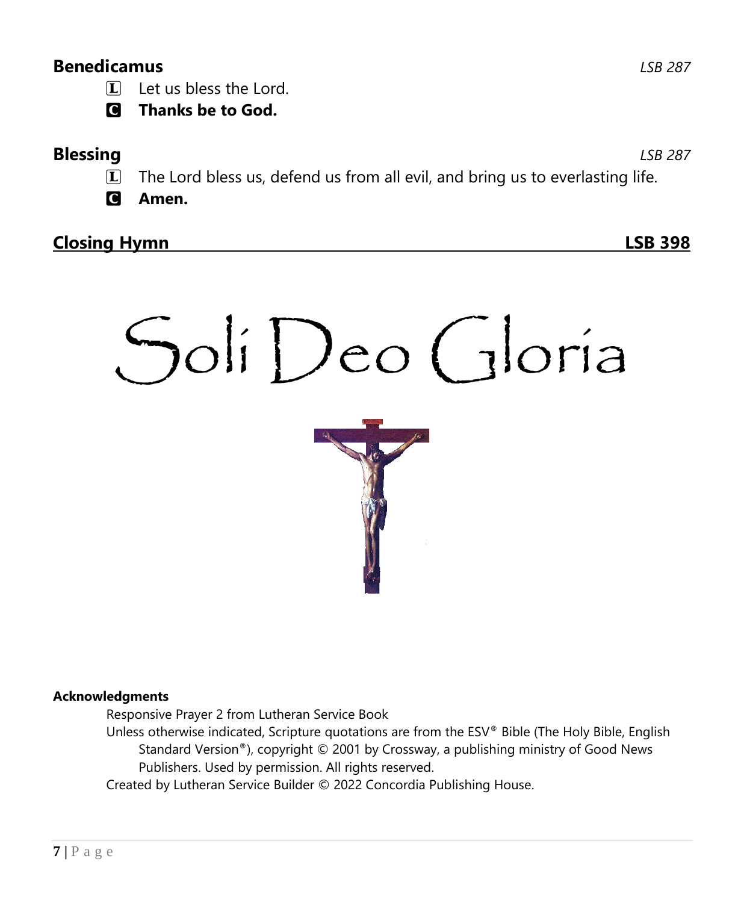## Benedicamus *LSB 287*

L Let us bless the Lord.

C **Thanks be to God.**

## Blessing *LSB 287*

L The Lord bless us, defend us from all evil, and bring us to everlasting life.

C **Amen.**

## Closing Hymn **LSB 398**

# Soli Deo Gloria

**Acknowledgments**

Responsive Prayer 2 from Lutheran Service Book

Unless otherwise indicated, Scripture quotations are from the ESV® Bible (The Holy Bible, English Standard Version®), copyright © 2001 by Crossway, a publishing ministry of Good News Publishers. Used by permission. All rights reserved.

Created by Lutheran Service Builder © 2022 Concordia Publishing House.